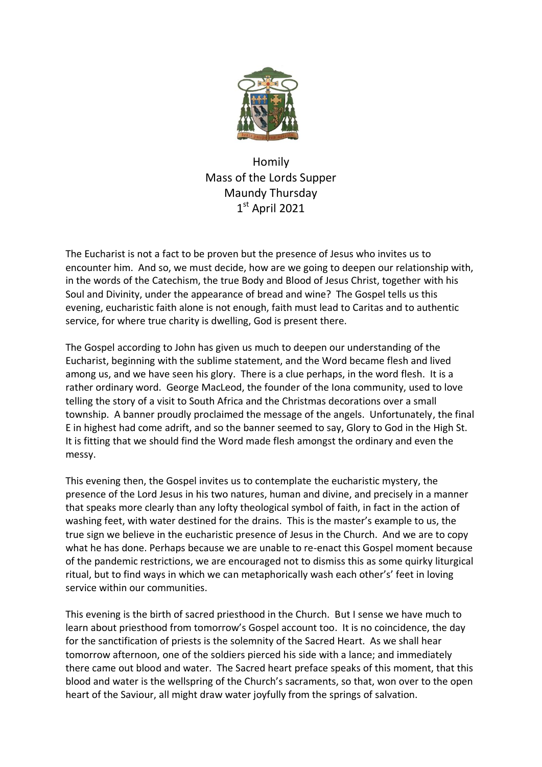# Homily
## Mass of the Lords Supper
## Maundy Thursday
## 1st April 2021

The Eucharist is not a fact to be proven but the presence of Jesus who invites us to encounter him. And so, we must decide, how are we going to deepen our relationship with, in the words of the Catechism, the true Body and Blood of Jesus Christ, together with his Soul and Divinity, under the appearance of bread and wine? The Gospel tells us this evening, eucharistic faith alone is not enough, faith must lead to Caritas and to authentic service, for where true charity is dwelling, God is present there.

The Gospel according to John has given us much to deepen our understanding of the Eucharist, beginning with the sublime statement, and the Word became flesh and lived among us, and we have seen his glory. There is a clue perhaps, in the word flesh. It is a rather ordinary word. George MacLeod, the founder of the Iona community, used to love telling the story of a visit to South Africa and the Christmas decorations over a small township. A banner proudly proclaimed the message of the angels. Unfortunately, the final E in highest had come adrift, and so the banner seemed to say, Glory to God in the High St. It is fitting that we should find the Word made flesh amongst the ordinary and even the messy.

This evening then, the Gospel invites us to contemplate the eucharistic mystery, the presence of the Lord Jesus in his two natures, human and divine, and precisely in a manner that speaks more clearly than any lofty theological symbol of faith, in fact in the action of washing feet, with water destined for the drains. This is the master's example to us, the true sign we believe in the eucharistic presence of Jesus in the Church. And we are to copy what he has done. Perhaps because we are unable to re-enact this Gospel moment because of the pandemic restrictions, we are encouraged not to dismiss this as some quirky liturgical ritual, but to find ways in which we can metaphorically wash each other's' feet in loving service within our communities.

This evening is the birth of sacred priesthood in the Church. But I sense we have much to learn about priesthood from tomorrow's Gospel account too. It is no coincidence, the day for the sanctification of priests is the solemnity of the Sacred Heart. As we shall hear tomorrow afternoon, one of the soldiers pierced his side with a lance; and immediately there came out blood and water. The Sacred heart preface speaks of this moment, that this blood and water is the wellspring of the Church's sacraments, so that, won over to the open heart of the Saviour, all might draw water joyfully from the springs of salvation.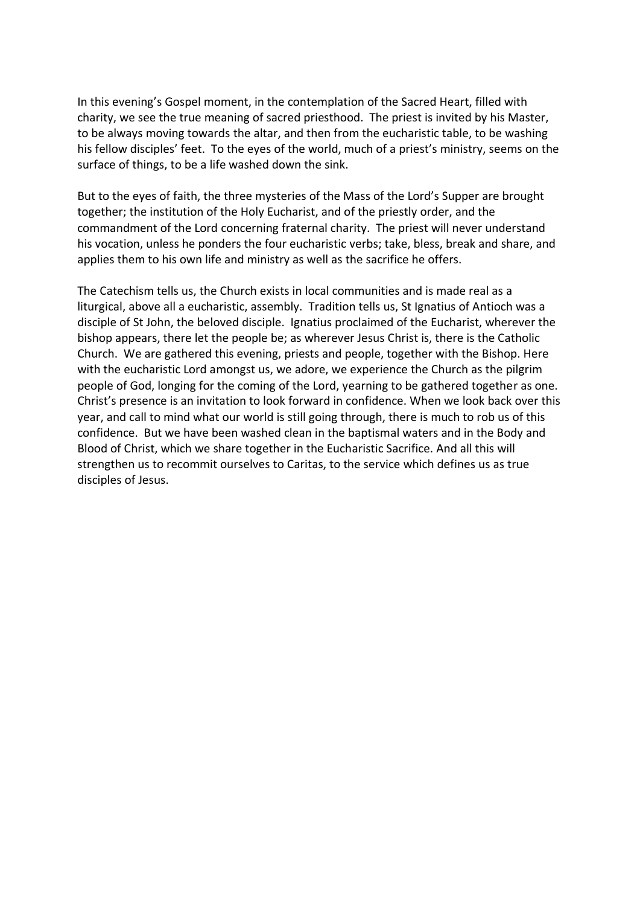In this evening's Gospel moment, in the contemplation of the Sacred Heart, filled with charity, we see the true meaning of sacred priesthood. The priest is invited by his Master, to be always moving towards the altar, and then from the eucharistic table, to be washing his fellow disciples' feet. To the eyes of the world, much of a priest's ministry, seems on the surface of things, to be a life washed down the sink.

But to the eyes of faith, the three mysteries of the Mass of the Lord's Supper are brought together; the institution of the Holy Eucharist, and of the priestly order, and the commandment of the Lord concerning fraternal charity. The priest will never understand his vocation, unless he ponders the four eucharistic verbs; take, bless, break and share, and applies them to his own life and ministry as well as the sacrifice he offers.

The Catechism tells us, the Church exists in local communities and is made real as a liturgical, above all a eucharistic, assembly. Tradition tells us, St Ignatius of Antioch was a disciple of St John, the beloved disciple. Ignatius proclaimed of the Eucharist, wherever the bishop appears, there let the people be; as wherever Jesus Christ is, there is the Catholic Church. We are gathered this evening, priests and people, together with the Bishop. Here with the eucharistic Lord amongst us, we adore, we experience the Church as the pilgrim people of God, longing for the coming of the Lord, yearning to be gathered together as one. Christ's presence is an invitation to look forward in confidence. When we look back over this year, and call to mind what our world is still going through, there is much to rob us of this confidence. But we have been washed clean in the baptismal waters and in the Body and Blood of Christ, which we share together in the Eucharistic Sacrifice. And all this will strengthen us to recommit ourselves to Caritas, to the service which defines us as true disciples of Jesus.